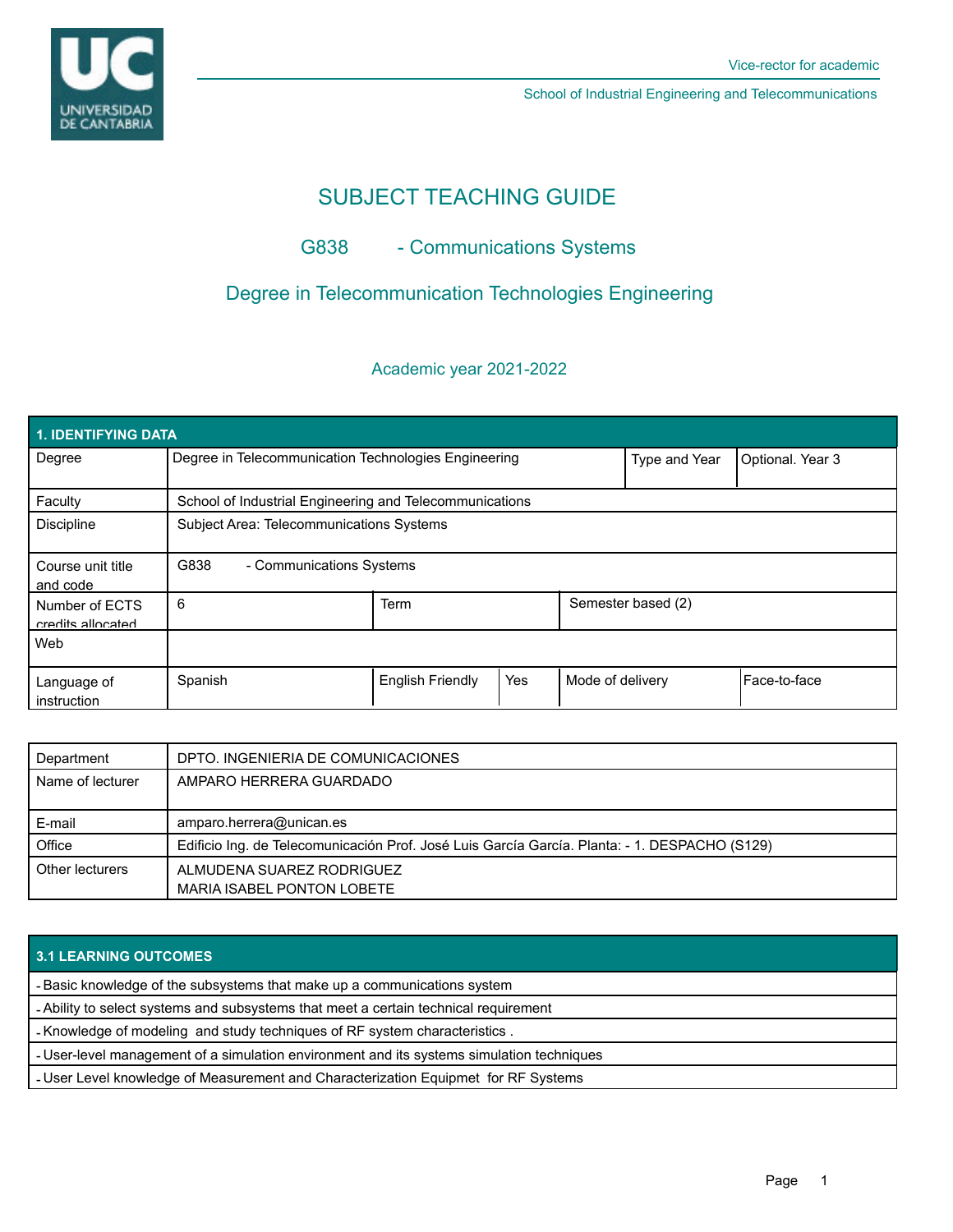Vice-rector for academic

School of Industrial Engineering and Telecommunications

# SUBJECT TEACHING GUIDE

## G838 - Communications Systems

## Degree in Telecommunication Technologies Engineering

### Academic year 2021-2022

| 1. IDENTIFYING DATA | | | | | |
|---|---|---|---|---|---|
| Degree | Degree in Telecommunication Technologies Engineering | | | Type and Year | Optional. Year 3 |
| Faculty | School of Industrial Engineering and Telecommunications | | | | |
| Discipline | Subject Area: Telecommunications Systems | | | | |
| Course unit title and code | G838 - Communications Systems | | | | |
| Number of ECTS credits allocated | 6 | Term | Semester based (2) | | |
| Web | | | | | |
| Language of instruction | Spanish | English Friendly | Yes | Mode of delivery | Face-to-face |

| | |
|---|---|
| Department | DPTO. INGENIERIA DE COMUNICACIONES |
| Name of lecturer | AMPARO HERRERA GUARDADO |
| E-mail | amparo.herrera@unican.es |
| Office | Edificio Ing. de Telecomunicación Prof. José Luis García García. Planta: - 1. DESPACHO (S129) |
| Other lecturers | ALMUDENA SUAREZ RODRIGUEZ<br>MARIA ISABEL PONTON LOBETE |

| 3.1 LEARNING OUTCOMES |
|---|
| - Basic knowledge of the subsystems that make up a communications system |
| - Ability to select systems and subsystems that meet a certain technical requirement |
| - Knowledge of modeling and study techniques of RF system characteristics . |
| - User-level management of a simulation environment and its systems simulation techniques |
| - User Level knowledge of Measurement and Characterization Equipmet for RF Systems |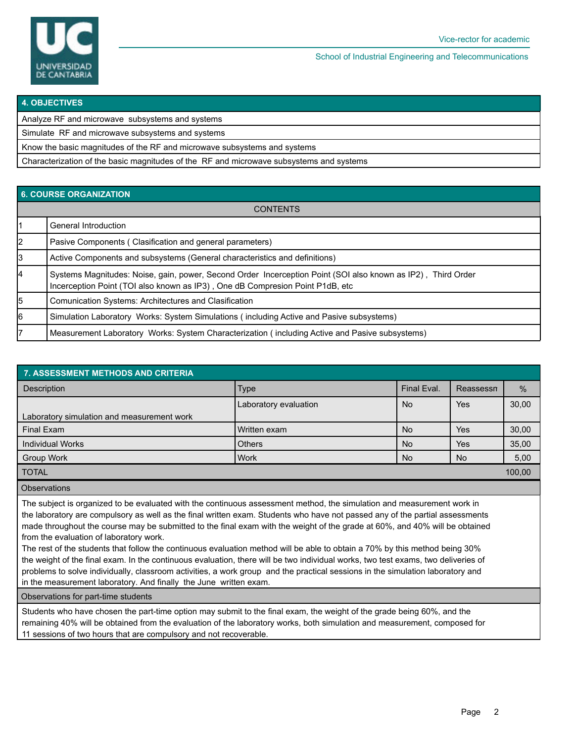## 4. OBJECTIVES

| |
|---|
| Analyze RF and microwave subsystems and systems |
| Simulate RF and microwave subsystems and systems |
| Know the basic magnitudes of the RF and microwave subsystems and systems |
| Characterization of the basic magnitudes of the RF and microwave subsystems and systems |

## 6. COURSE ORGANIZATION

| | CONTENTS |
|---|---|
| 1 | General Introduction |
| 2 | Pasive Components ( Clasification and general parameters) |
| 3 | Active Components and subsystems (General characteristics and definitions) |
| 4 | Systems Magnitudes: Noise, gain, power, Second Order Incerception Point (SOI also known as IP2) , Third Order Incerception Point (TOI also known as IP3) , One dB Compresion Point P1dB, etc |
| 5 | Comunication Systems: Architectures and Clasification |
| 6 | Simulation Laboratory Works: System Simulations ( including Active and Pasive subsystems) |
| 7 | Measurement Laboratory Works: System Characterization ( including Active and Pasive subsystems) |

## 7. ASSESSMENT METHODS AND CRITERIA

| Description | Type | Final Eval. | Reassessn | % |
|---|---|---|---|---|
| Laboratory simulation and measurement work | Laboratory evaluation | No | Yes | 30,00 |
| Final Exam | Written exam | No | Yes | 30,00 |
| Individual Works | Others | No | Yes | 35,00 |
| Group Work | Work | No | No | 5,00 |
| TOTAL | | | | 100,00 |

**Observations**

The subject is organized to be evaluated with the continuous assessment method, the simulation and measurement work in the laboratory are compulsory as well as the final written exam. Students who have not passed any of the partial assessments made throughout the course may be submitted to the final exam with the weight of the grade at 60%, and 40% will be obtained from the evaluation of laboratory work.

The rest of the students that follow the continuous evaluation method will be able to obtain a 70% by this method being 30% the weight of the final exam. In the continuous evaluation, there will be two individual works, two test exams, two deliveries of problems to solve individually, classroom activities, a work group and the practical sessions in the simulation laboratory and in the measurement laboratory. And finally the June written exam.

**Observations for part-time students**

Students who have chosen the part-time option may submit to the final exam, the weight of the grade being 60%, and the remaining 40% will be obtained from the evaluation of the laboratory works, both simulation and measurement, composed for 11 sessions of two hours that are compulsory and not recoverable.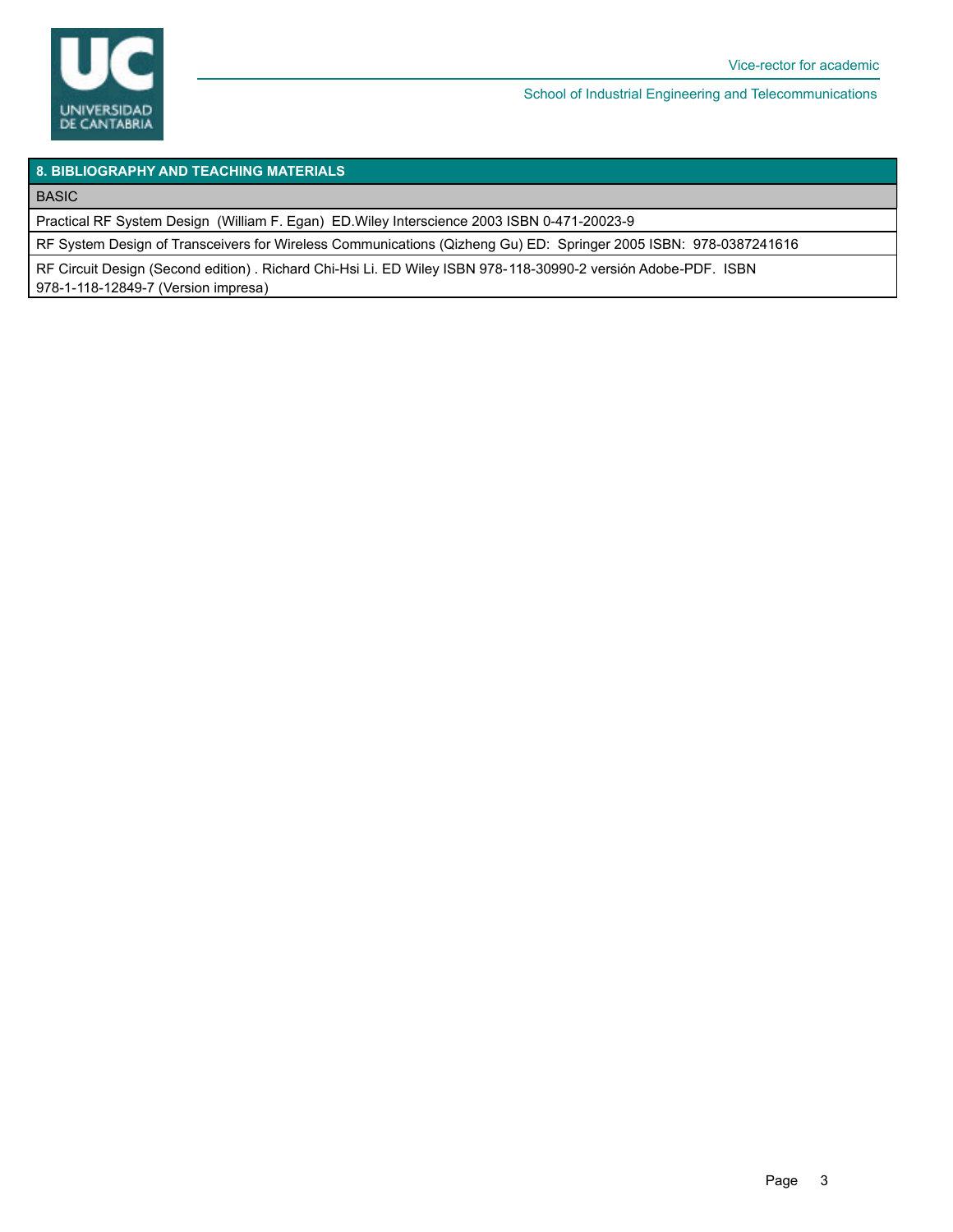## 8. BIBLIOGRAPHY AND TEACHING MATERIALS

**BASIC**

Practical RF System Design (William F. Egan) ED.Wiley Interscience 2003 ISBN 0-471-20023-9

RF System Design of Transceivers for Wireless Communications (Qizheng Gu) ED: Springer 2005 ISBN: 978-0387241616

RF Circuit Design (Second edition) . Richard Chi-Hsi Li. ED Wiley ISBN 978-118-30990-2 versión Adobe-PDF. ISBN 978-1-118-12849-7 (Version impresa)